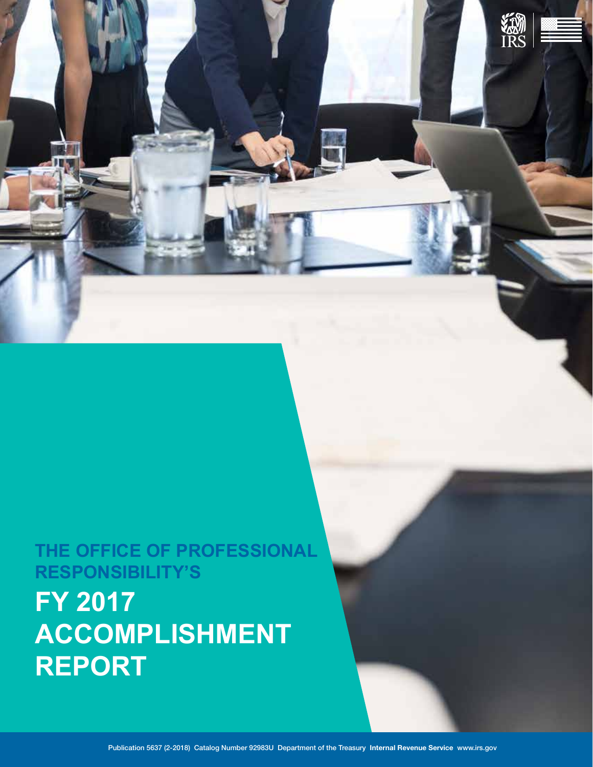# THE OFFICE OF PROFESSIONAL RESPONSIBILITY'S

# FY 2017 ACCOMPLISHMENT REPORT

Publication 5637 (2-2018) Catalog Number 92983U Department of the Treasury **Internal Revenue Service** www.irs.gov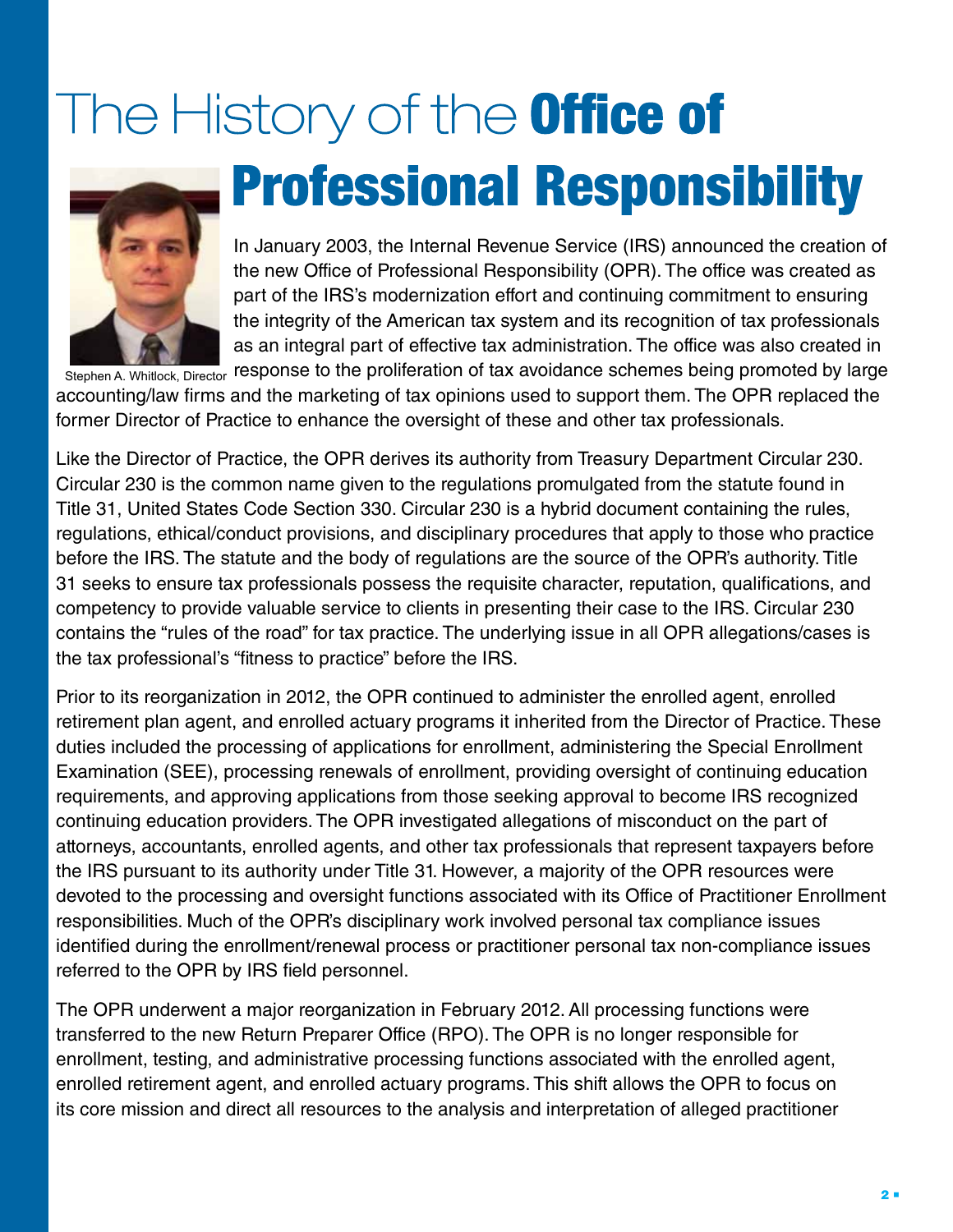# The History of the **Office of Professional Responsibility**

Stephen A. Whitlock, Director

In January 2003, the Internal Revenue Service (IRS) announced the creation of the new Office of Professional Responsibility (OPR). The office was created as part of the IRS's modernization effort and continuing commitment to ensuring the integrity of the American tax system and its recognition of tax professionals as an integral part of effective tax administration. The office was also created in response to the proliferation of tax avoidance schemes being promoted by large accounting/law firms and the marketing of tax opinions used to support them. The OPR replaced the former Director of Practice to enhance the oversight of these and other tax professionals.

Like the Director of Practice, the OPR derives its authority from Treasury Department Circular 230. Circular 230 is the common name given to the regulations promulgated from the statute found in Title 31, United States Code Section 330. Circular 230 is a hybrid document containing the rules, regulations, ethical/conduct provisions, and disciplinary procedures that apply to those who practice before the IRS. The statute and the body of regulations are the source of the OPR's authority. Title 31 seeks to ensure tax professionals possess the requisite character, reputation, qualifications, and competency to provide valuable service to clients in presenting their case to the IRS. Circular 230 contains the "rules of the road" for tax practice. The underlying issue in all OPR allegations/cases is the tax professional's "fitness to practice" before the IRS.

Prior to its reorganization in 2012, the OPR continued to administer the enrolled agent, enrolled retirement plan agent, and enrolled actuary programs it inherited from the Director of Practice. These duties included the processing of applications for enrollment, administering the Special Enrollment Examination (SEE), processing renewals of enrollment, providing oversight of continuing education requirements, and approving applications from those seeking approval to become IRS recognized continuing education providers. The OPR investigated allegations of misconduct on the part of attorneys, accountants, enrolled agents, and other tax professionals that represent taxpayers before the IRS pursuant to its authority under Title 31. However, a majority of the OPR resources were devoted to the processing and oversight functions associated with its Office of Practitioner Enrollment responsibilities. Much of the OPR's disciplinary work involved personal tax compliance issues identified during the enrollment/renewal process or practitioner personal tax non-compliance issues referred to the OPR by IRS field personnel.

The OPR underwent a major reorganization in February 2012. All processing functions were transferred to the new Return Preparer Office (RPO). The OPR is no longer responsible for enrollment, testing, and administrative processing functions associated with the enrolled agent, enrolled retirement agent, and enrolled actuary programs. This shift allows the OPR to focus on its core mission and direct all resources to the analysis and interpretation of alleged practitioner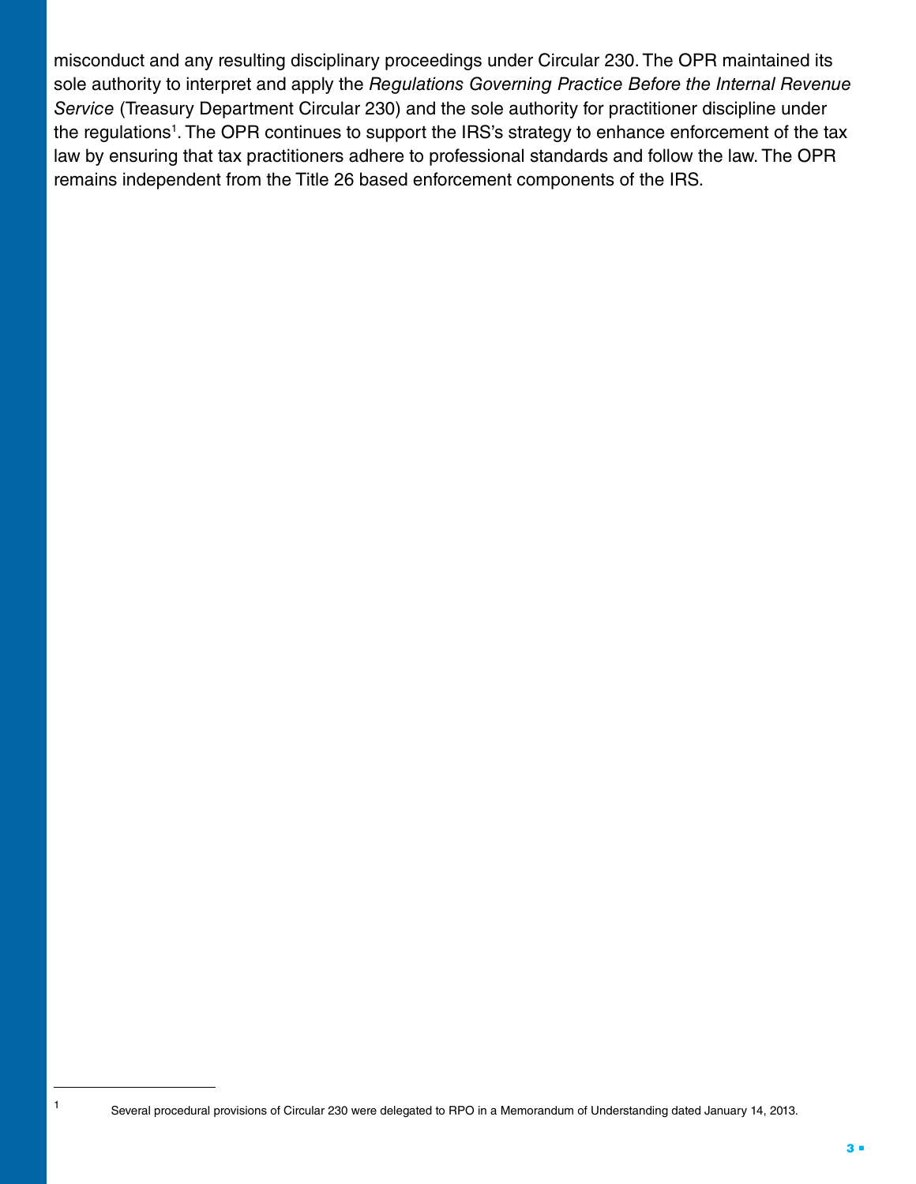misconduct and any resulting disciplinary proceedings under Circular 230. The OPR maintained its sole authority to interpret and apply the *Regulations Governing Practice Before the Internal Revenue Service* (Treasury Department Circular 230) and the sole authority for practitioner discipline under the regulations[1]. The OPR continues to support the IRS's strategy to enhance enforcement of the tax law by ensuring that tax practitioners adhere to professional standards and follow the law. The OPR remains independent from the Title 26 based enforcement components of the IRS.

---

[1] Several procedural provisions of Circular 230 were delegated to RPO in a Memorandum of Understanding dated January 14, 2013.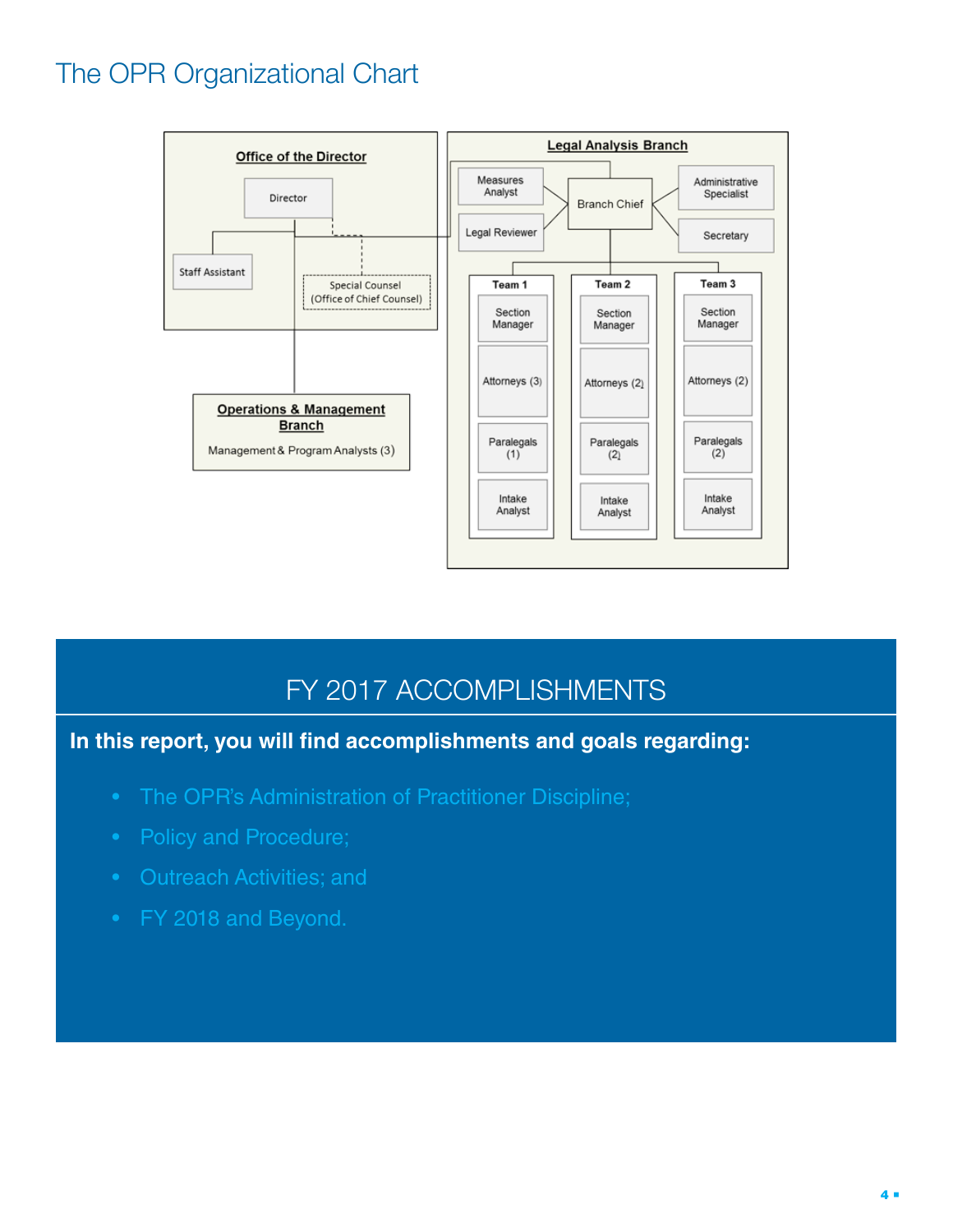# The OPR Organizational Chart

**Office of the Director**

- Director
  - Staff Assistant
  - Special Counsel (Office of Chief Counsel)

**Operations & Management Branch**

- Management & Program Analysts (3)

**Legal Analysis Branch**

- Branch Chief
  - Measures Analyst
  - Legal Reviewer
  - Administrative Specialist
  - Secretary
- Team 1
  - Section Manager
  - Attorneys (3)
  - Paralegals (1)
  - Intake Analyst
- Team 2
  - Section Manager
  - Attorneys (2)
  - Paralegals (2)
  - Intake Analyst
- Team 3
  - Section Manager
  - Attorneys (2)
  - Paralegals (2)
  - Intake Analyst

## FY 2017 ACCOMPLISHMENTS

**In this report, you will find accomplishments and goals regarding:**

- The OPR's Administration of Practitioner Discipline;
- Policy and Procedure;
- Outreach Activities; and
- FY 2018 and Beyond.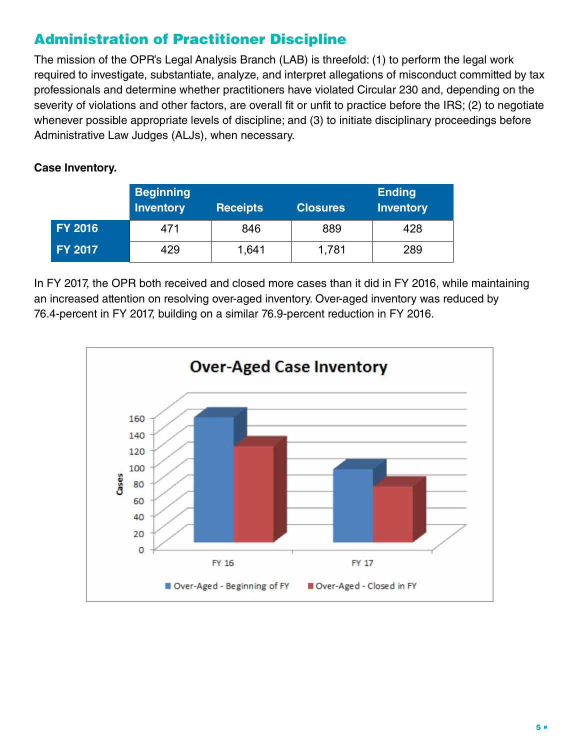## Administration of Practitioner Discipline

The mission of the OPR's Legal Analysis Branch (LAB) is threefold: (1) to perform the legal work required to investigate, substantiate, analyze, and interpret allegations of misconduct committed by tax professionals and determine whether practitioners have violated Circular 230 and, depending on the severity of violations and other factors, are overall fit or unfit to practice before the IRS; (2) to negotiate whenever possible appropriate levels of discipline; and (3) to initiate disciplinary proceedings before Administrative Law Judges (ALJs), when necessary.

**Case Inventory.**

| | Beginning Inventory | Receipts | Closures | Ending Inventory |
|---|---|---|---|---|
| FY 2016 | 471 | 846 | 889 | 428 |
| FY 2017 | 429 | 1,641 | 1,781 | 289 |

In FY 2017, the OPR both received and closed more cases than it did in FY 2016, while maintaining an increased attention on resolving over-aged inventory. Over-aged inventory was reduced by 76.4-percent in FY 2017, building on a similar 76.9-percent reduction in FY 2016.

**Over-Aged Case Inventory**

[Bar chart: Cases (0–160) for FY 16 and FY 17; legend: Over-Aged - Beginning of FY, Over-Aged - Closed in FY]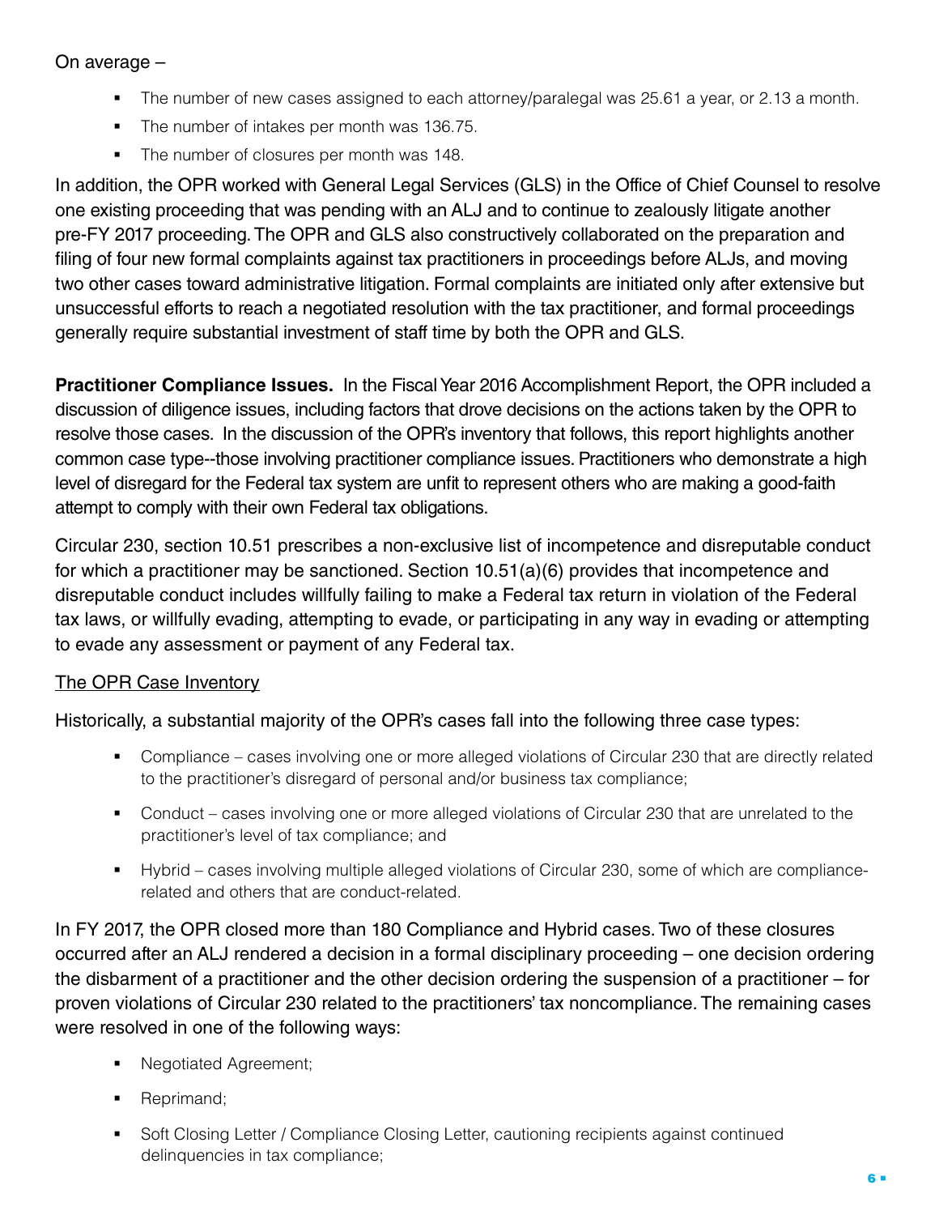On average –

- The number of new cases assigned to each attorney/paralegal was 25.61 a year, or 2.13 a month.
- The number of intakes per month was 136.75.
- The number of closures per month was 148.

In addition, the OPR worked with General Legal Services (GLS) in the Office of Chief Counsel to resolve one existing proceeding that was pending with an ALJ and to continue to zealously litigate another pre-FY 2017 proceeding. The OPR and GLS also constructively collaborated on the preparation and filing of four new formal complaints against tax practitioners in proceedings before ALJs, and moving two other cases toward administrative litigation. Formal complaints are initiated only after extensive but unsuccessful efforts to reach a negotiated resolution with the tax practitioner, and formal proceedings generally require substantial investment of staff time by both the OPR and GLS.

**Practitioner Compliance Issues.** In the Fiscal Year 2016 Accomplishment Report, the OPR included a discussion of diligence issues, including factors that drove decisions on the actions taken by the OPR to resolve those cases. In the discussion of the OPR's inventory that follows, this report highlights another common case type--those involving practitioner compliance issues. Practitioners who demonstrate a high level of disregard for the Federal tax system are unfit to represent others who are making a good-faith attempt to comply with their own Federal tax obligations.

Circular 230, section 10.51 prescribes a non-exclusive list of incompetence and disreputable conduct for which a practitioner may be sanctioned. Section 10.51(a)(6) provides that incompetence and disreputable conduct includes willfully failing to make a Federal tax return in violation of the Federal tax laws, or willfully evading, attempting to evade, or participating in any way in evading or attempting to evade any assessment or payment of any Federal tax.

<u>The OPR Case Inventory</u>

Historically, a substantial majority of the OPR's cases fall into the following three case types:

- Compliance – cases involving one or more alleged violations of Circular 230 that are directly related to the practitioner's disregard of personal and/or business tax compliance;
- Conduct – cases involving one or more alleged violations of Circular 230 that are unrelated to the practitioner's level of tax compliance; and
- Hybrid – cases involving multiple alleged violations of Circular 230, some of which are compliance-related and others that are conduct-related.

In FY 2017, the OPR closed more than 180 Compliance and Hybrid cases. Two of these closures occurred after an ALJ rendered a decision in a formal disciplinary proceeding – one decision ordering the disbarment of a practitioner and the other decision ordering the suspension of a practitioner – for proven violations of Circular 230 related to the practitioners' tax noncompliance. The remaining cases were resolved in one of the following ways:

- Negotiated Agreement;
- Reprimand;
- Soft Closing Letter / Compliance Closing Letter, cautioning recipients against continued delinquencies in tax compliance;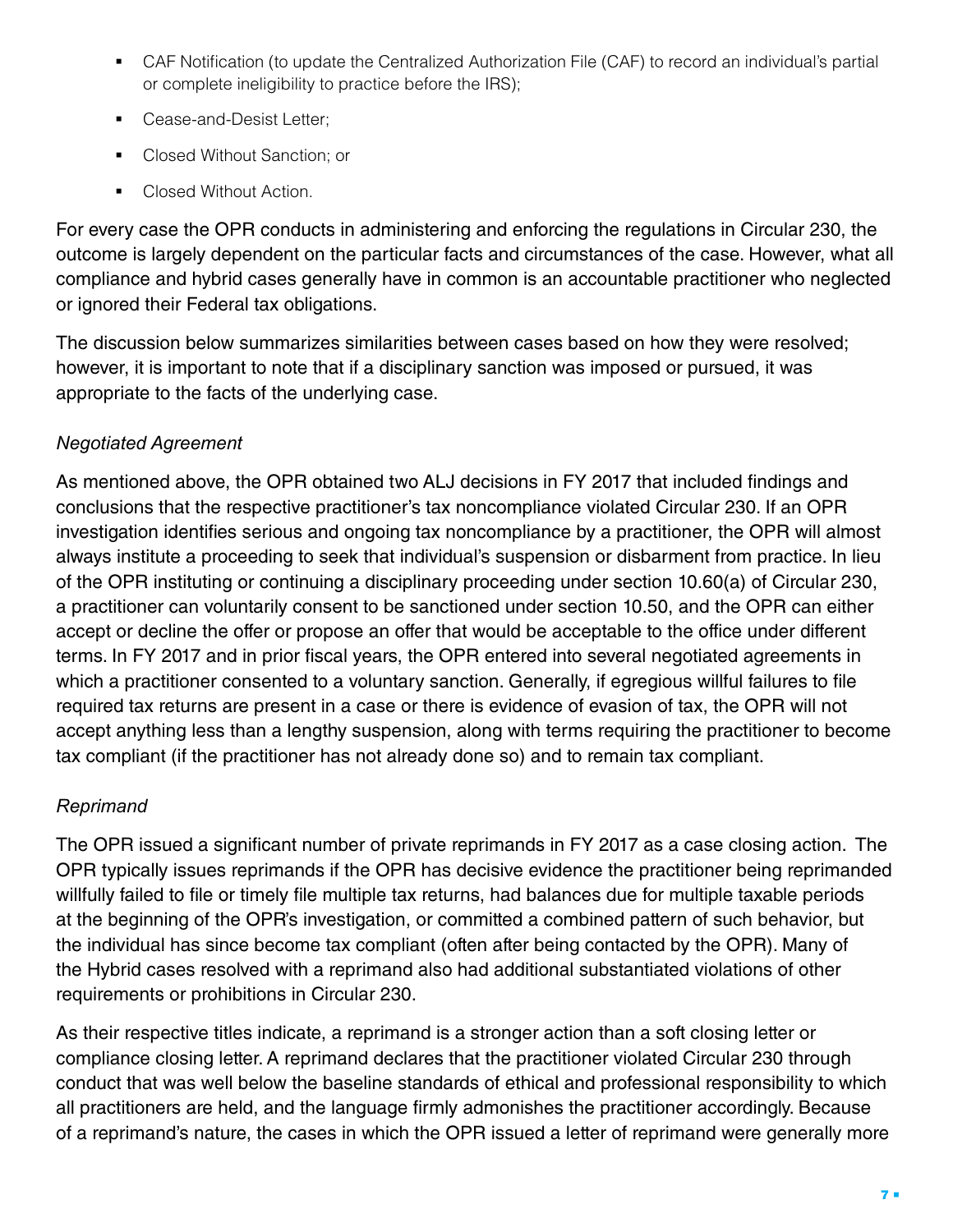- CAF Notification (to update the Centralized Authorization File (CAF) to record an individual's partial or complete ineligibility to practice before the IRS);
- Cease-and-Desist Letter;
- Closed Without Sanction; or
- Closed Without Action.

For every case the OPR conducts in administering and enforcing the regulations in Circular 230, the outcome is largely dependent on the particular facts and circumstances of the case. However, what all compliance and hybrid cases generally have in common is an accountable practitioner who neglected or ignored their Federal tax obligations.

The discussion below summarizes similarities between cases based on how they were resolved; however, it is important to note that if a disciplinary sanction was imposed or pursued, it was appropriate to the facts of the underlying case.

*Negotiated Agreement*

As mentioned above, the OPR obtained two ALJ decisions in FY 2017 that included findings and conclusions that the respective practitioner's tax noncompliance violated Circular 230. If an OPR investigation identifies serious and ongoing tax noncompliance by a practitioner, the OPR will almost always institute a proceeding to seek that individual's suspension or disbarment from practice. In lieu of the OPR instituting or continuing a disciplinary proceeding under section 10.60(a) of Circular 230, a practitioner can voluntarily consent to be sanctioned under section 10.50, and the OPR can either accept or decline the offer or propose an offer that would be acceptable to the office under different terms. In FY 2017 and in prior fiscal years, the OPR entered into several negotiated agreements in which a practitioner consented to a voluntary sanction. Generally, if egregious willful failures to file required tax returns are present in a case or there is evidence of evasion of tax, the OPR will not accept anything less than a lengthy suspension, along with terms requiring the practitioner to become tax compliant (if the practitioner has not already done so) and to remain tax compliant.

*Reprimand*

The OPR issued a significant number of private reprimands in FY 2017 as a case closing action. The OPR typically issues reprimands if the OPR has decisive evidence the practitioner being reprimanded willfully failed to file or timely file multiple tax returns, had balances due for multiple taxable periods at the beginning of the OPR's investigation, or committed a combined pattern of such behavior, but the individual has since become tax compliant (often after being contacted by the OPR). Many of the Hybrid cases resolved with a reprimand also had additional substantiated violations of other requirements or prohibitions in Circular 230.

As their respective titles indicate, a reprimand is a stronger action than a soft closing letter or compliance closing letter. A reprimand declares that the practitioner violated Circular 230 through conduct that was well below the baseline standards of ethical and professional responsibility to which all practitioners are held, and the language firmly admonishes the practitioner accordingly. Because of a reprimand's nature, the cases in which the OPR issued a letter of reprimand were generally more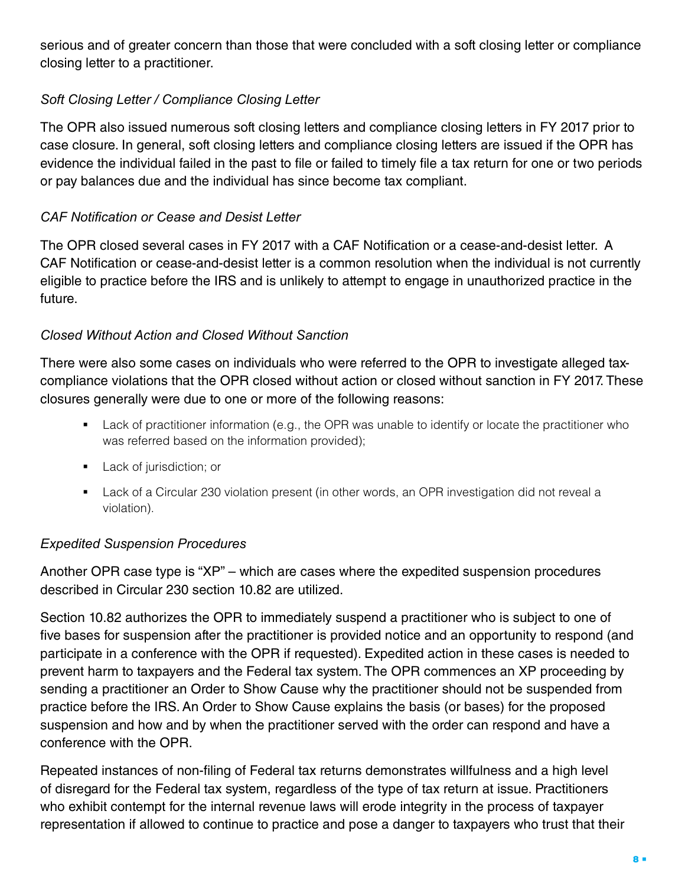serious and of greater concern than those that were concluded with a soft closing letter or compliance closing letter to a practitioner.

*Soft Closing Letter / Compliance Closing Letter*

The OPR also issued numerous soft closing letters and compliance closing letters in FY 2017 prior to case closure. In general, soft closing letters and compliance closing letters are issued if the OPR has evidence the individual failed in the past to file or failed to timely file a tax return for one or two periods or pay balances due and the individual has since become tax compliant.

*CAF Notification or Cease and Desist Letter*

The OPR closed several cases in FY 2017 with a CAF Notification or a cease-and-desist letter. A CAF Notification or cease-and-desist letter is a common resolution when the individual is not currently eligible to practice before the IRS and is unlikely to attempt to engage in unauthorized practice in the future.

*Closed Without Action and Closed Without Sanction*

There were also some cases on individuals who were referred to the OPR to investigate alleged tax-compliance violations that the OPR closed without action or closed without sanction in FY 2017. These closures generally were due to one or more of the following reasons:

- Lack of practitioner information (e.g., the OPR was unable to identify or locate the practitioner who was referred based on the information provided);
- Lack of jurisdiction; or
- Lack of a Circular 230 violation present (in other words, an OPR investigation did not reveal a violation).

*Expedited Suspension Procedures*

Another OPR case type is "XP" – which are cases where the expedited suspension procedures described in Circular 230 section 10.82 are utilized.

Section 10.82 authorizes the OPR to immediately suspend a practitioner who is subject to one of five bases for suspension after the practitioner is provided notice and an opportunity to respond (and participate in a conference with the OPR if requested). Expedited action in these cases is needed to prevent harm to taxpayers and the Federal tax system. The OPR commences an XP proceeding by sending a practitioner an Order to Show Cause why the practitioner should not be suspended from practice before the IRS. An Order to Show Cause explains the basis (or bases) for the proposed suspension and how and by when the practitioner served with the order can respond and have a conference with the OPR.

Repeated instances of non-filing of Federal tax returns demonstrates willfulness and a high level of disregard for the Federal tax system, regardless of the type of tax return at issue. Practitioners who exhibit contempt for the internal revenue laws will erode integrity in the process of taxpayer representation if allowed to continue to practice and pose a danger to taxpayers who trust that their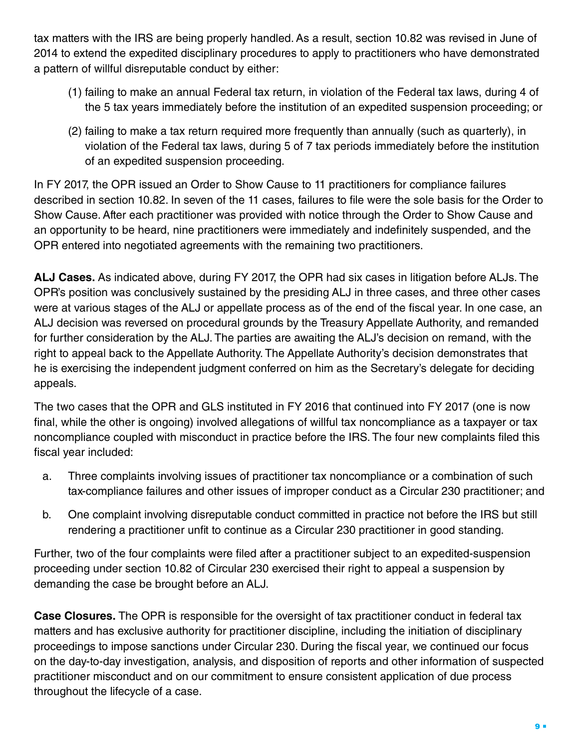tax matters with the IRS are being properly handled. As a result, section 10.82 was revised in June of 2014 to extend the expedited disciplinary procedures to apply to practitioners who have demonstrated a pattern of willful disreputable conduct by either:

(1) failing to make an annual Federal tax return, in violation of the Federal tax laws, during 4 of the 5 tax years immediately before the institution of an expedited suspension proceeding; or

(2) failing to make a tax return required more frequently than annually (such as quarterly), in violation of the Federal tax laws, during 5 of 7 tax periods immediately before the institution of an expedited suspension proceeding.

In FY 2017, the OPR issued an Order to Show Cause to 11 practitioners for compliance failures described in section 10.82. In seven of the 11 cases, failures to file were the sole basis for the Order to Show Cause. After each practitioner was provided with notice through the Order to Show Cause and an opportunity to be heard, nine practitioners were immediately and indefinitely suspended, and the OPR entered into negotiated agreements with the remaining two practitioners.

**ALJ Cases.** As indicated above, during FY 2017, the OPR had six cases in litigation before ALJs. The OPR's position was conclusively sustained by the presiding ALJ in three cases, and three other cases were at various stages of the ALJ or appellate process as of the end of the fiscal year. In one case, an ALJ decision was reversed on procedural grounds by the Treasury Appellate Authority, and remanded for further consideration by the ALJ. The parties are awaiting the ALJ's decision on remand, with the right to appeal back to the Appellate Authority. The Appellate Authority's decision demonstrates that he is exercising the independent judgment conferred on him as the Secretary's delegate for deciding appeals.

The two cases that the OPR and GLS instituted in FY 2016 that continued into FY 2017 (one is now final, while the other is ongoing) involved allegations of willful tax noncompliance as a taxpayer or tax noncompliance coupled with misconduct in practice before the IRS. The four new complaints filed this fiscal year included:

a. Three complaints involving issues of practitioner tax noncompliance or a combination of such tax-compliance failures and other issues of improper conduct as a Circular 230 practitioner; and

b. One complaint involving disreputable conduct committed in practice not before the IRS but still rendering a practitioner unfit to continue as a Circular 230 practitioner in good standing.

Further, two of the four complaints were filed after a practitioner subject to an expedited-suspension proceeding under section 10.82 of Circular 230 exercised their right to appeal a suspension by demanding the case be brought before an ALJ.

**Case Closures.** The OPR is responsible for the oversight of tax practitioner conduct in federal tax matters and has exclusive authority for practitioner discipline, including the initiation of disciplinary proceedings to impose sanctions under Circular 230. During the fiscal year, we continued our focus on the day-to-day investigation, analysis, and disposition of reports and other information of suspected practitioner misconduct and on our commitment to ensure consistent application of due process throughout the lifecycle of a case.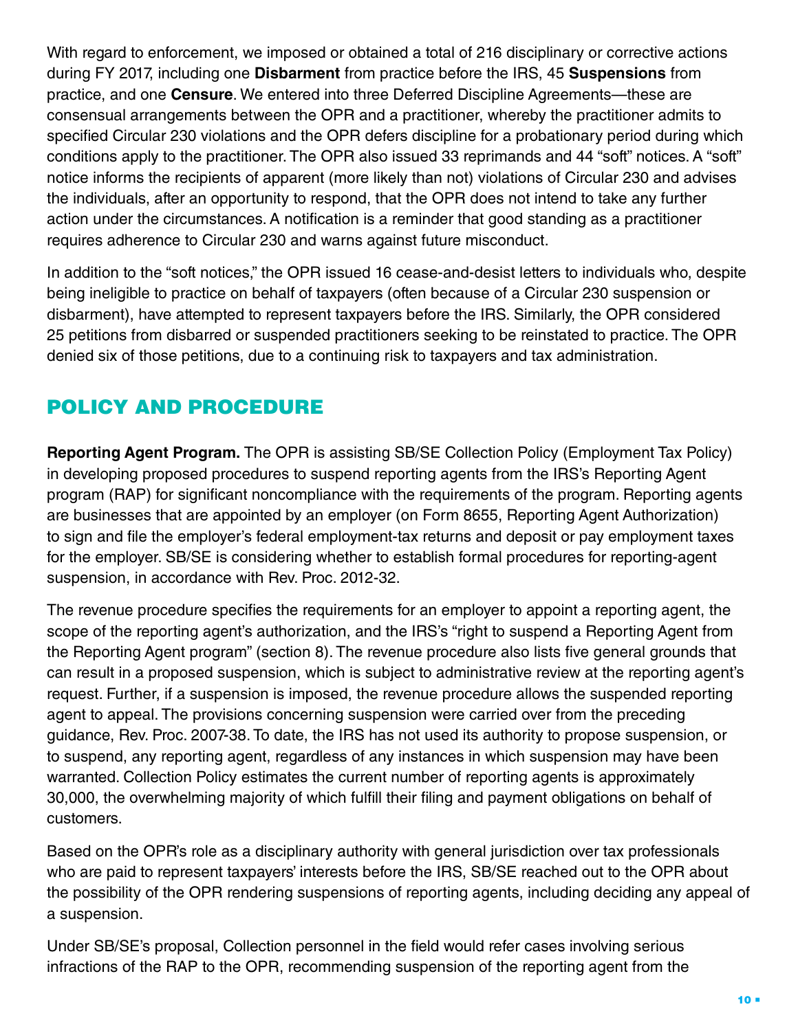With regard to enforcement, we imposed or obtained a total of 216 disciplinary or corrective actions during FY 2017, including one **Disbarment** from practice before the IRS, 45 **Suspensions** from practice, and one **Censure**. We entered into three Deferred Discipline Agreements—these are consensual arrangements between the OPR and a practitioner, whereby the practitioner admits to specified Circular 230 violations and the OPR defers discipline for a probationary period during which conditions apply to the practitioner. The OPR also issued 33 reprimands and 44 "soft" notices. A "soft" notice informs the recipients of apparent (more likely than not) violations of Circular 230 and advises the individuals, after an opportunity to respond, that the OPR does not intend to take any further action under the circumstances. A notification is a reminder that good standing as a practitioner requires adherence to Circular 230 and warns against future misconduct.

In addition to the "soft notices," the OPR issued 16 cease-and-desist letters to individuals who, despite being ineligible to practice on behalf of taxpayers (often because of a Circular 230 suspension or disbarment), have attempted to represent taxpayers before the IRS. Similarly, the OPR considered 25 petitions from disbarred or suspended practitioners seeking to be reinstated to practice. The OPR denied six of those petitions, due to a continuing risk to taxpayers and tax administration.

## POLICY AND PROCEDURE

**Reporting Agent Program.** The OPR is assisting SB/SE Collection Policy (Employment Tax Policy) in developing proposed procedures to suspend reporting agents from the IRS's Reporting Agent program (RAP) for significant noncompliance with the requirements of the program. Reporting agents are businesses that are appointed by an employer (on Form 8655, Reporting Agent Authorization) to sign and file the employer's federal employment-tax returns and deposit or pay employment taxes for the employer. SB/SE is considering whether to establish formal procedures for reporting-agent suspension, in accordance with Rev. Proc. 2012-32.

The revenue procedure specifies the requirements for an employer to appoint a reporting agent, the scope of the reporting agent's authorization, and the IRS's "right to suspend a Reporting Agent from the Reporting Agent program" (section 8). The revenue procedure also lists five general grounds that can result in a proposed suspension, which is subject to administrative review at the reporting agent's request. Further, if a suspension is imposed, the revenue procedure allows the suspended reporting agent to appeal. The provisions concerning suspension were carried over from the preceding guidance, Rev. Proc. 2007-38. To date, the IRS has not used its authority to propose suspension, or to suspend, any reporting agent, regardless of any instances in which suspension may have been warranted. Collection Policy estimates the current number of reporting agents is approximately 30,000, the overwhelming majority of which fulfill their filing and payment obligations on behalf of customers.

Based on the OPR's role as a disciplinary authority with general jurisdiction over tax professionals who are paid to represent taxpayers' interests before the IRS, SB/SE reached out to the OPR about the possibility of the OPR rendering suspensions of reporting agents, including deciding any appeal of a suspension.

Under SB/SE's proposal, Collection personnel in the field would refer cases involving serious infractions of the RAP to the OPR, recommending suspension of the reporting agent from the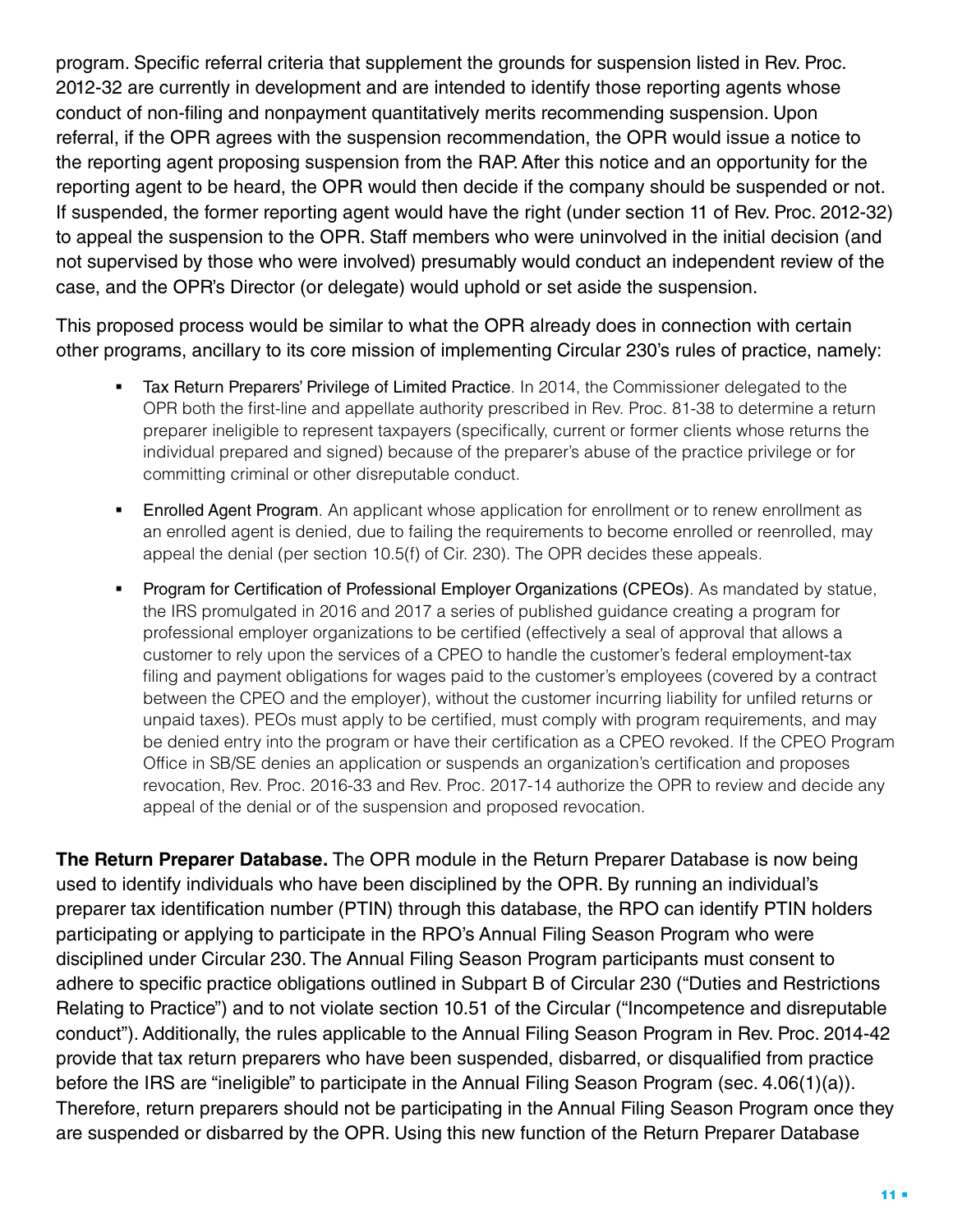program. Specific referral criteria that supplement the grounds for suspension listed in Rev. Proc. 2012-32 are currently in development and are intended to identify those reporting agents whose conduct of non-filing and nonpayment quantitatively merits recommending suspension. Upon referral, if the OPR agrees with the suspension recommendation, the OPR would issue a notice to the reporting agent proposing suspension from the RAP. After this notice and an opportunity for the reporting agent to be heard, the OPR would then decide if the company should be suspended or not. If suspended, the former reporting agent would have the right (under section 11 of Rev. Proc. 2012-32) to appeal the suspension to the OPR. Staff members who were uninvolved in the initial decision (and not supervised by those who were involved) presumably would conduct an independent review of the case, and the OPR's Director (or delegate) would uphold or set aside the suspension.

This proposed process would be similar to what the OPR already does in connection with certain other programs, ancillary to its core mission of implementing Circular 230's rules of practice, namely:

- Tax Return Preparers' Privilege of Limited Practice. In 2014, the Commissioner delegated to the OPR both the first-line and appellate authority prescribed in Rev. Proc. 81-38 to determine a return preparer ineligible to represent taxpayers (specifically, current or former clients whose returns the individual prepared and signed) because of the preparer's abuse of the practice privilege or for committing criminal or other disreputable conduct.
- Enrolled Agent Program. An applicant whose application for enrollment or to renew enrollment as an enrolled agent is denied, due to failing the requirements to become enrolled or reenrolled, may appeal the denial (per section 10.5(f) of Cir. 230). The OPR decides these appeals.
- Program for Certification of Professional Employer Organizations (CPEOs). As mandated by statue, the IRS promulgated in 2016 and 2017 a series of published guidance creating a program for professional employer organizations to be certified (effectively a seal of approval that allows a customer to rely upon the services of a CPEO to handle the customer's federal employment-tax filing and payment obligations for wages paid to the customer's employees (covered by a contract between the CPEO and the employer), without the customer incurring liability for unfiled returns or unpaid taxes). PEOs must apply to be certified, must comply with program requirements, and may be denied entry into the program or have their certification as a CPEO revoked. If the CPEO Program Office in SB/SE denies an application or suspends an organization's certification and proposes revocation, Rev. Proc. 2016-33 and Rev. Proc. 2017-14 authorize the OPR to review and decide any appeal of the denial or of the suspension and proposed revocation.

**The Return Preparer Database.** The OPR module in the Return Preparer Database is now being used to identify individuals who have been disciplined by the OPR. By running an individual's preparer tax identification number (PTIN) through this database, the RPO can identify PTIN holders participating or applying to participate in the RPO's Annual Filing Season Program who were disciplined under Circular 230. The Annual Filing Season Program participants must consent to adhere to specific practice obligations outlined in Subpart B of Circular 230 ("Duties and Restrictions Relating to Practice") and to not violate section 10.51 of the Circular ("Incompetence and disreputable conduct"). Additionally, the rules applicable to the Annual Filing Season Program in Rev. Proc. 2014-42 provide that tax return preparers who have been suspended, disbarred, or disqualified from practice before the IRS are "ineligible" to participate in the Annual Filing Season Program (sec. 4.06(1)(a)). Therefore, return preparers should not be participating in the Annual Filing Season Program once they are suspended or disbarred by the OPR. Using this new function of the Return Preparer Database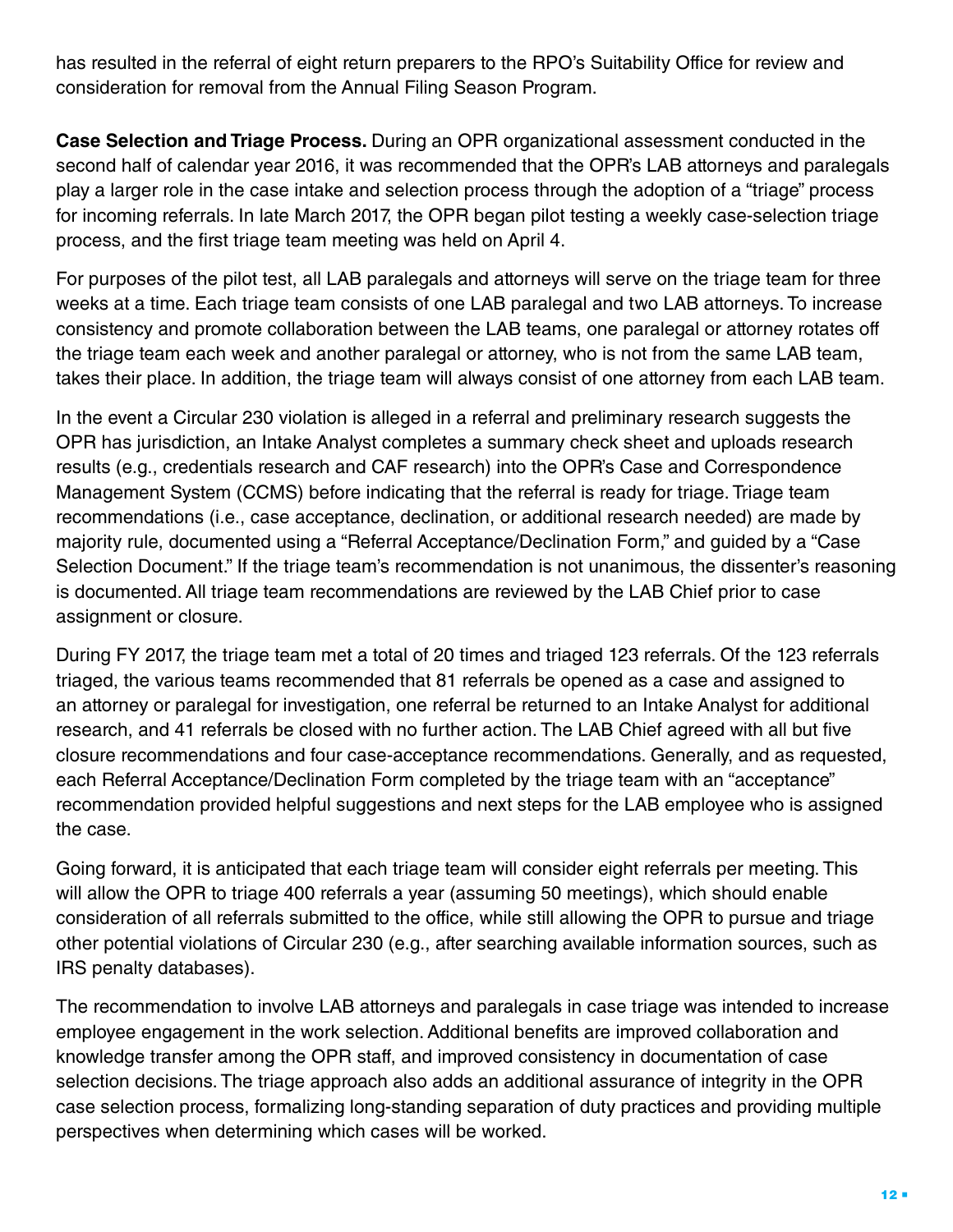has resulted in the referral of eight return preparers to the RPO's Suitability Office for review and consideration for removal from the Annual Filing Season Program.

**Case Selection and Triage Process.** During an OPR organizational assessment conducted in the second half of calendar year 2016, it was recommended that the OPR's LAB attorneys and paralegals play a larger role in the case intake and selection process through the adoption of a "triage" process for incoming referrals. In late March 2017, the OPR began pilot testing a weekly case-selection triage process, and the first triage team meeting was held on April 4.

For purposes of the pilot test, all LAB paralegals and attorneys will serve on the triage team for three weeks at a time. Each triage team consists of one LAB paralegal and two LAB attorneys. To increase consistency and promote collaboration between the LAB teams, one paralegal or attorney rotates off the triage team each week and another paralegal or attorney, who is not from the same LAB team, takes their place. In addition, the triage team will always consist of one attorney from each LAB team.

In the event a Circular 230 violation is alleged in a referral and preliminary research suggests the OPR has jurisdiction, an Intake Analyst completes a summary check sheet and uploads research results (e.g., credentials research and CAF research) into the OPR's Case and Correspondence Management System (CCMS) before indicating that the referral is ready for triage. Triage team recommendations (i.e., case acceptance, declination, or additional research needed) are made by majority rule, documented using a "Referral Acceptance/Declination Form," and guided by a "Case Selection Document." If the triage team's recommendation is not unanimous, the dissenter's reasoning is documented. All triage team recommendations are reviewed by the LAB Chief prior to case assignment or closure.

During FY 2017, the triage team met a total of 20 times and triaged 123 referrals. Of the 123 referrals triaged, the various teams recommended that 81 referrals be opened as a case and assigned to an attorney or paralegal for investigation, one referral be returned to an Intake Analyst for additional research, and 41 referrals be closed with no further action. The LAB Chief agreed with all but five closure recommendations and four case-acceptance recommendations. Generally, and as requested, each Referral Acceptance/Declination Form completed by the triage team with an "acceptance" recommendation provided helpful suggestions and next steps for the LAB employee who is assigned the case.

Going forward, it is anticipated that each triage team will consider eight referrals per meeting. This will allow the OPR to triage 400 referrals a year (assuming 50 meetings), which should enable consideration of all referrals submitted to the office, while still allowing the OPR to pursue and triage other potential violations of Circular 230 (e.g., after searching available information sources, such as IRS penalty databases).

The recommendation to involve LAB attorneys and paralegals in case triage was intended to increase employee engagement in the work selection. Additional benefits are improved collaboration and knowledge transfer among the OPR staff, and improved consistency in documentation of case selection decisions. The triage approach also adds an additional assurance of integrity in the OPR case selection process, formalizing long-standing separation of duty practices and providing multiple perspectives when determining which cases will be worked.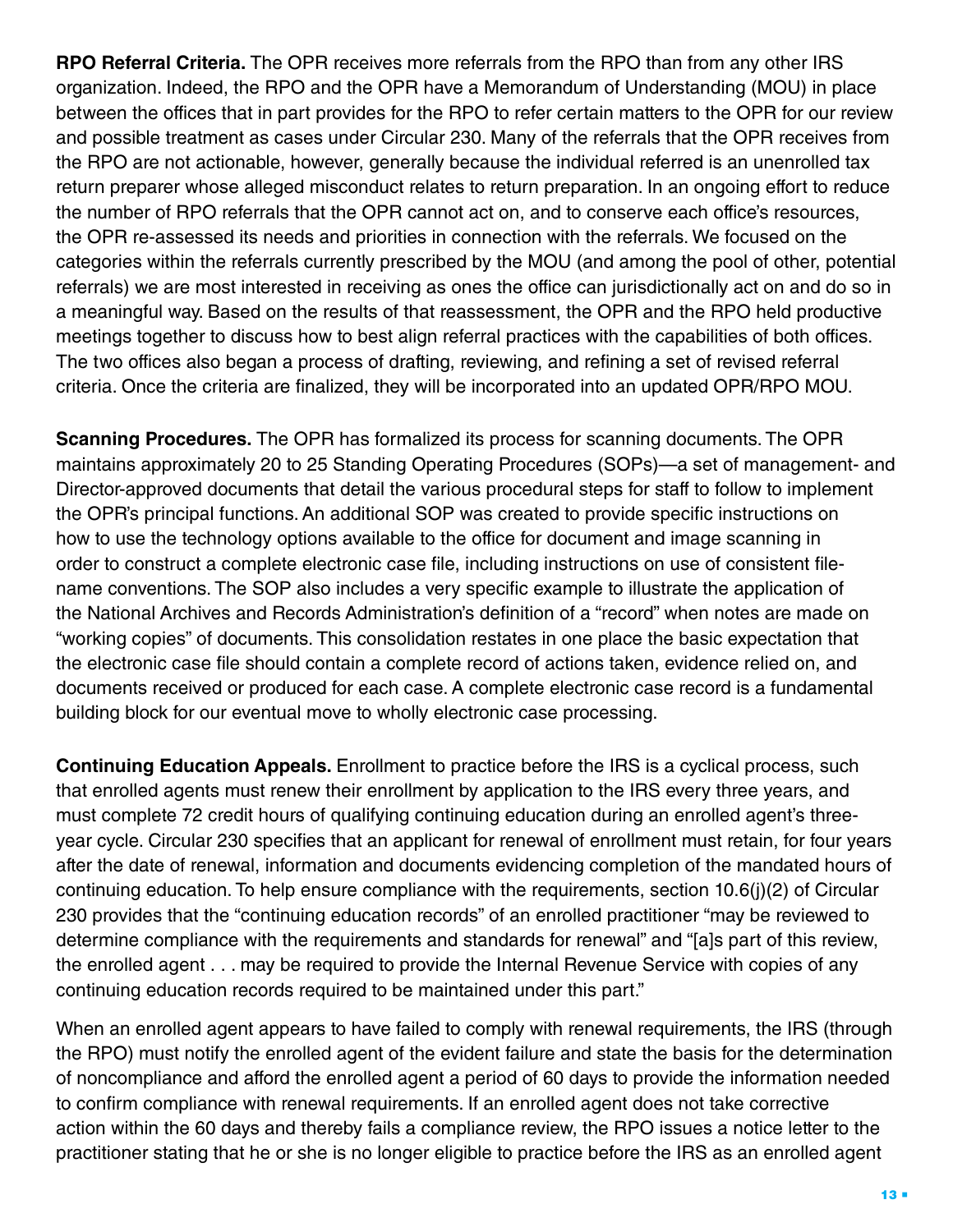**RPO Referral Criteria.** The OPR receives more referrals from the RPO than from any other IRS organization. Indeed, the RPO and the OPR have a Memorandum of Understanding (MOU) in place between the offices that in part provides for the RPO to refer certain matters to the OPR for our review and possible treatment as cases under Circular 230. Many of the referrals that the OPR receives from the RPO are not actionable, however, generally because the individual referred is an unenrolled tax return preparer whose alleged misconduct relates to return preparation. In an ongoing effort to reduce the number of RPO referrals that the OPR cannot act on, and to conserve each office's resources, the OPR re-assessed its needs and priorities in connection with the referrals. We focused on the categories within the referrals currently prescribed by the MOU (and among the pool of other, potential referrals) we are most interested in receiving as ones the office can jurisdictionally act on and do so in a meaningful way. Based on the results of that reassessment, the OPR and the RPO held productive meetings together to discuss how to best align referral practices with the capabilities of both offices. The two offices also began a process of drafting, reviewing, and refining a set of revised referral criteria. Once the criteria are finalized, they will be incorporated into an updated OPR/RPO MOU.

**Scanning Procedures.** The OPR has formalized its process for scanning documents. The OPR maintains approximately 20 to 25 Standing Operating Procedures (SOPs)—a set of management- and Director-approved documents that detail the various procedural steps for staff to follow to implement the OPR's principal functions. An additional SOP was created to provide specific instructions on how to use the technology options available to the office for document and image scanning in order to construct a complete electronic case file, including instructions on use of consistent file-name conventions. The SOP also includes a very specific example to illustrate the application of the National Archives and Records Administration's definition of a "record" when notes are made on "working copies" of documents. This consolidation restates in one place the basic expectation that the electronic case file should contain a complete record of actions taken, evidence relied on, and documents received or produced for each case. A complete electronic case record is a fundamental building block for our eventual move to wholly electronic case processing.

**Continuing Education Appeals.** Enrollment to practice before the IRS is a cyclical process, such that enrolled agents must renew their enrollment by application to the IRS every three years, and must complete 72 credit hours of qualifying continuing education during an enrolled agent's three-year cycle. Circular 230 specifies that an applicant for renewal of enrollment must retain, for four years after the date of renewal, information and documents evidencing completion of the mandated hours of continuing education. To help ensure compliance with the requirements, section 10.6(j)(2) of Circular 230 provides that the "continuing education records" of an enrolled practitioner "may be reviewed to determine compliance with the requirements and standards for renewal" and "[a]s part of this review, the enrolled agent . . . may be required to provide the Internal Revenue Service with copies of any continuing education records required to be maintained under this part."

When an enrolled agent appears to have failed to comply with renewal requirements, the IRS (through the RPO) must notify the enrolled agent of the evident failure and state the basis for the determination of noncompliance and afford the enrolled agent a period of 60 days to provide the information needed to confirm compliance with renewal requirements. If an enrolled agent does not take corrective action within the 60 days and thereby fails a compliance review, the RPO issues a notice letter to the practitioner stating that he or she is no longer eligible to practice before the IRS as an enrolled agent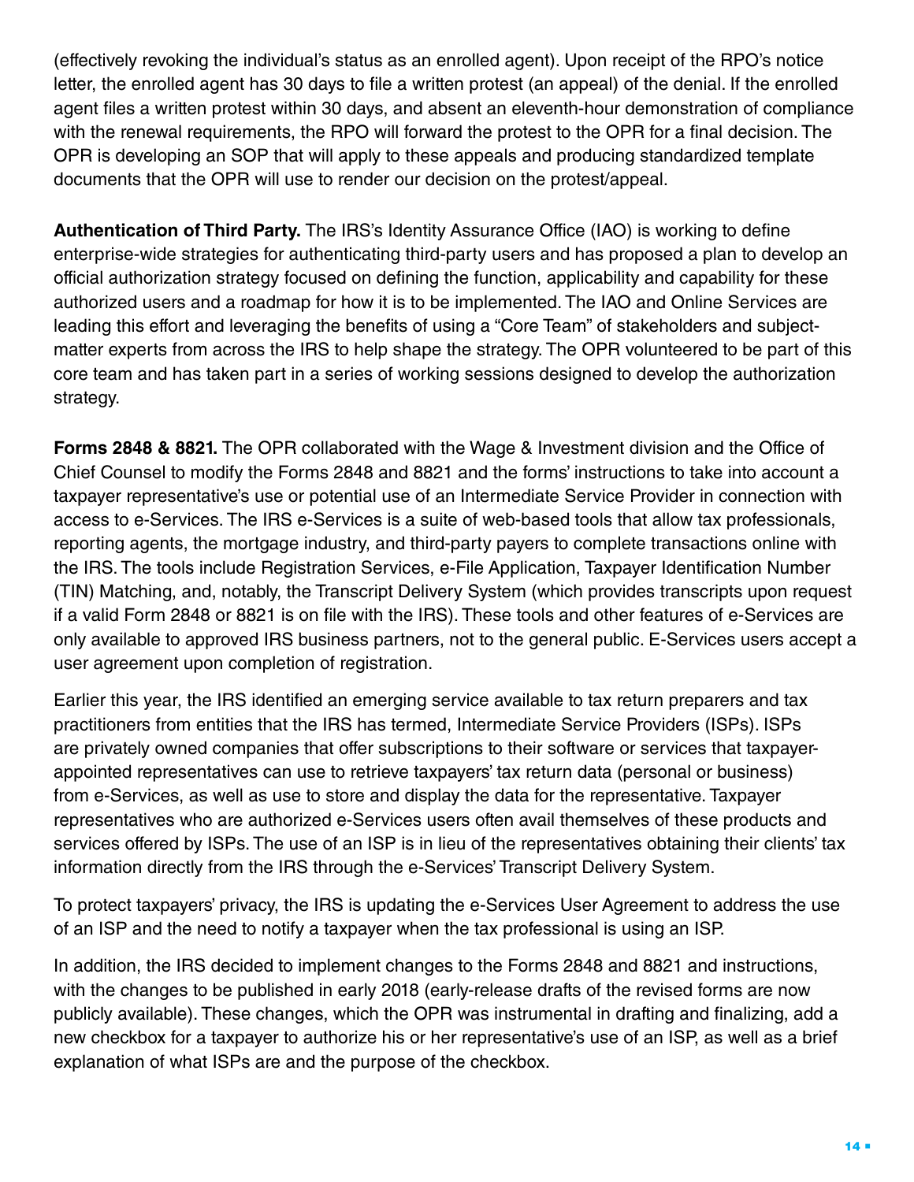(effectively revoking the individual's status as an enrolled agent). Upon receipt of the RPO's notice letter, the enrolled agent has 30 days to file a written protest (an appeal) of the denial. If the enrolled agent files a written protest within 30 days, and absent an eleventh-hour demonstration of compliance with the renewal requirements, the RPO will forward the protest to the OPR for a final decision. The OPR is developing an SOP that will apply to these appeals and producing standardized template documents that the OPR will use to render our decision on the protest/appeal.

**Authentication of Third Party.** The IRS's Identity Assurance Office (IAO) is working to define enterprise-wide strategies for authenticating third-party users and has proposed a plan to develop an official authorization strategy focused on defining the function, applicability and capability for these authorized users and a roadmap for how it is to be implemented. The IAO and Online Services are leading this effort and leveraging the benefits of using a "Core Team" of stakeholders and subject-matter experts from across the IRS to help shape the strategy. The OPR volunteered to be part of this core team and has taken part in a series of working sessions designed to develop the authorization strategy.

**Forms 2848 & 8821.** The OPR collaborated with the Wage & Investment division and the Office of Chief Counsel to modify the Forms 2848 and 8821 and the forms' instructions to take into account a taxpayer representative's use or potential use of an Intermediate Service Provider in connection with access to e-Services. The IRS e-Services is a suite of web-based tools that allow tax professionals, reporting agents, the mortgage industry, and third-party payers to complete transactions online with the IRS. The tools include Registration Services, e-File Application, Taxpayer Identification Number (TIN) Matching, and, notably, the Transcript Delivery System (which provides transcripts upon request if a valid Form 2848 or 8821 is on file with the IRS). These tools and other features of e-Services are only available to approved IRS business partners, not to the general public. E-Services users accept a user agreement upon completion of registration.

Earlier this year, the IRS identified an emerging service available to tax return preparers and tax practitioners from entities that the IRS has termed, Intermediate Service Providers (ISPs). ISPs are privately owned companies that offer subscriptions to their software or services that taxpayer-appointed representatives can use to retrieve taxpayers' tax return data (personal or business) from e-Services, as well as use to store and display the data for the representative. Taxpayer representatives who are authorized e-Services users often avail themselves of these products and services offered by ISPs. The use of an ISP is in lieu of the representatives obtaining their clients' tax information directly from the IRS through the e-Services' Transcript Delivery System.

To protect taxpayers' privacy, the IRS is updating the e-Services User Agreement to address the use of an ISP and the need to notify a taxpayer when the tax professional is using an ISP.

In addition, the IRS decided to implement changes to the Forms 2848 and 8821 and instructions, with the changes to be published in early 2018 (early-release drafts of the revised forms are now publicly available). These changes, which the OPR was instrumental in drafting and finalizing, add a new checkbox for a taxpayer to authorize his or her representative's use of an ISP, as well as a brief explanation of what ISPs are and the purpose of the checkbox.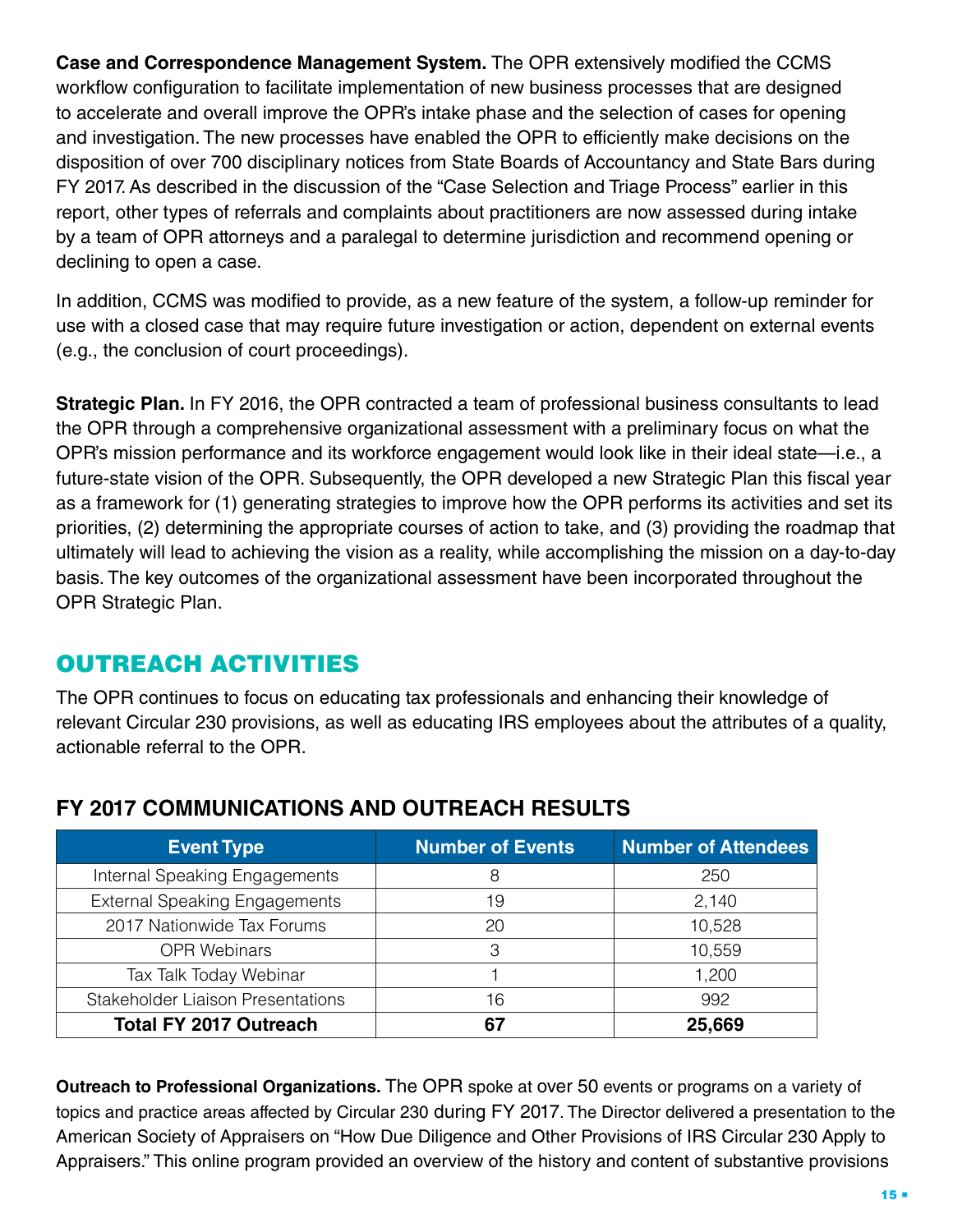**Case and Correspondence Management System.** The OPR extensively modified the CCMS workflow configuration to facilitate implementation of new business processes that are designed to accelerate and overall improve the OPR's intake phase and the selection of cases for opening and investigation. The new processes have enabled the OPR to efficiently make decisions on the disposition of over 700 disciplinary notices from State Boards of Accountancy and State Bars during FY 2017. As described in the discussion of the "Case Selection and Triage Process" earlier in this report, other types of referrals and complaints about practitioners are now assessed during intake by a team of OPR attorneys and a paralegal to determine jurisdiction and recommend opening or declining to open a case.

In addition, CCMS was modified to provide, as a new feature of the system, a follow-up reminder for use with a closed case that may require future investigation or action, dependent on external events (e.g., the conclusion of court proceedings).

**Strategic Plan.** In FY 2016, the OPR contracted a team of professional business consultants to lead the OPR through a comprehensive organizational assessment with a preliminary focus on what the OPR's mission performance and its workforce engagement would look like in their ideal state—i.e., a future-state vision of the OPR. Subsequently, the OPR developed a new Strategic Plan this fiscal year as a framework for (1) generating strategies to improve how the OPR performs its activities and set its priorities, (2) determining the appropriate courses of action to take, and (3) providing the roadmap that ultimately will lead to achieving the vision as a reality, while accomplishing the mission on a day-to-day basis. The key outcomes of the organizational assessment have been incorporated throughout the OPR Strategic Plan.

## OUTREACH ACTIVITIES

The OPR continues to focus on educating tax professionals and enhancing their knowledge of relevant Circular 230 provisions, as well as educating IRS employees about the attributes of a quality, actionable referral to the OPR.

### FY 2017 COMMUNICATIONS AND OUTREACH RESULTS

| Event Type | Number of Events | Number of Attendees |
|---|---|---|
| Internal Speaking Engagements | 8 | 250 |
| External Speaking Engagements | 19 | 2,140 |
| 2017 Nationwide Tax Forums | 20 | 10,528 |
| OPR Webinars | 3 | 10,559 |
| Tax Talk Today Webinar | 1 | 1,200 |
| Stakeholder Liaison Presentations | 16 | 992 |
| **Total FY 2017 Outreach** | **67** | **25,669** |

**Outreach to Professional Organizations.** The OPR spoke at over 50 events or programs on a variety of topics and practice areas affected by Circular 230 during FY 2017. The Director delivered a presentation to the American Society of Appraisers on "How Due Diligence and Other Provisions of IRS Circular 230 Apply to Appraisers." This online program provided an overview of the history and content of substantive provisions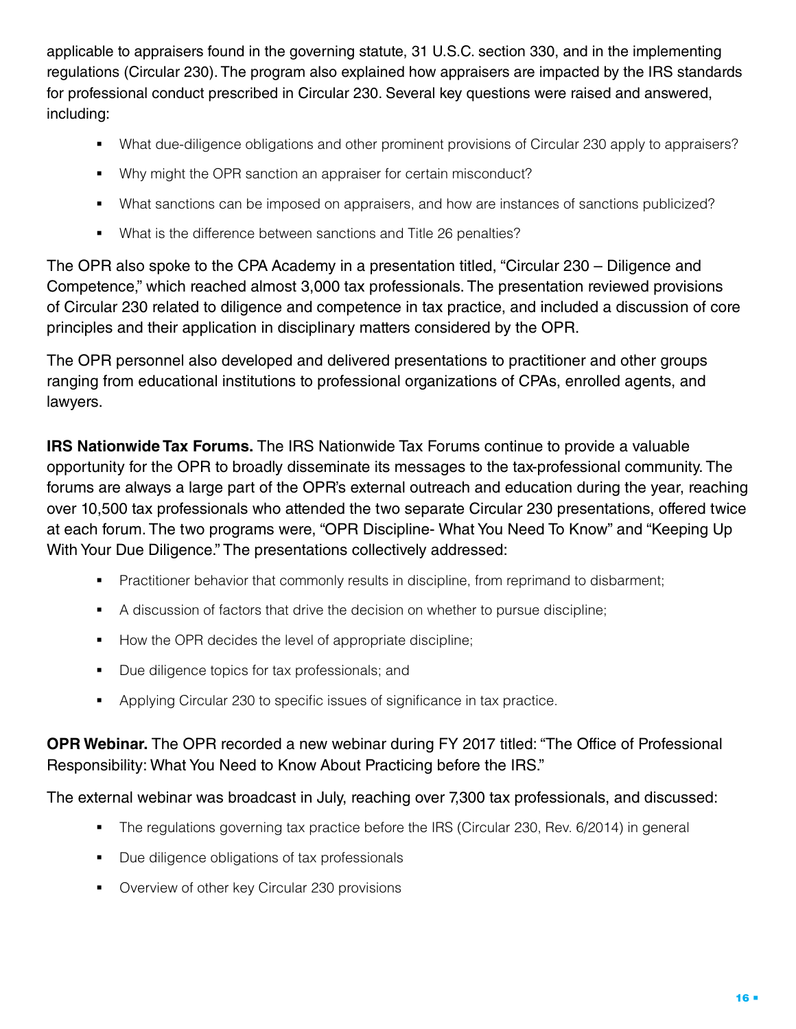applicable to appraisers found in the governing statute, 31 U.S.C. section 330, and in the implementing regulations (Circular 230). The program also explained how appraisers are impacted by the IRS standards for professional conduct prescribed in Circular 230. Several key questions were raised and answered, including:

- What due-diligence obligations and other prominent provisions of Circular 230 apply to appraisers?
- Why might the OPR sanction an appraiser for certain misconduct?
- What sanctions can be imposed on appraisers, and how are instances of sanctions publicized?
- What is the difference between sanctions and Title 26 penalties?

The OPR also spoke to the CPA Academy in a presentation titled, "Circular 230 – Diligence and Competence," which reached almost 3,000 tax professionals. The presentation reviewed provisions of Circular 230 related to diligence and competence in tax practice, and included a discussion of core principles and their application in disciplinary matters considered by the OPR.

The OPR personnel also developed and delivered presentations to practitioner and other groups ranging from educational institutions to professional organizations of CPAs, enrolled agents, and lawyers.

**IRS Nationwide Tax Forums.** The IRS Nationwide Tax Forums continue to provide a valuable opportunity for the OPR to broadly disseminate its messages to the tax-professional community. The forums are always a large part of the OPR's external outreach and education during the year, reaching over 10,500 tax professionals who attended the two separate Circular 230 presentations, offered twice at each forum. The two programs were, "OPR Discipline- What You Need To Know" and "Keeping Up With Your Due Diligence." The presentations collectively addressed:

- Practitioner behavior that commonly results in discipline, from reprimand to disbarment;
- A discussion of factors that drive the decision on whether to pursue discipline;
- How the OPR decides the level of appropriate discipline;
- Due diligence topics for tax professionals; and
- Applying Circular 230 to specific issues of significance in tax practice.

**OPR Webinar.** The OPR recorded a new webinar during FY 2017 titled: "The Office of Professional Responsibility: What You Need to Know About Practicing before the IRS."

The external webinar was broadcast in July, reaching over 7,300 tax professionals, and discussed:

- The regulations governing tax practice before the IRS (Circular 230, Rev. 6/2014) in general
- Due diligence obligations of tax professionals
- Overview of other key Circular 230 provisions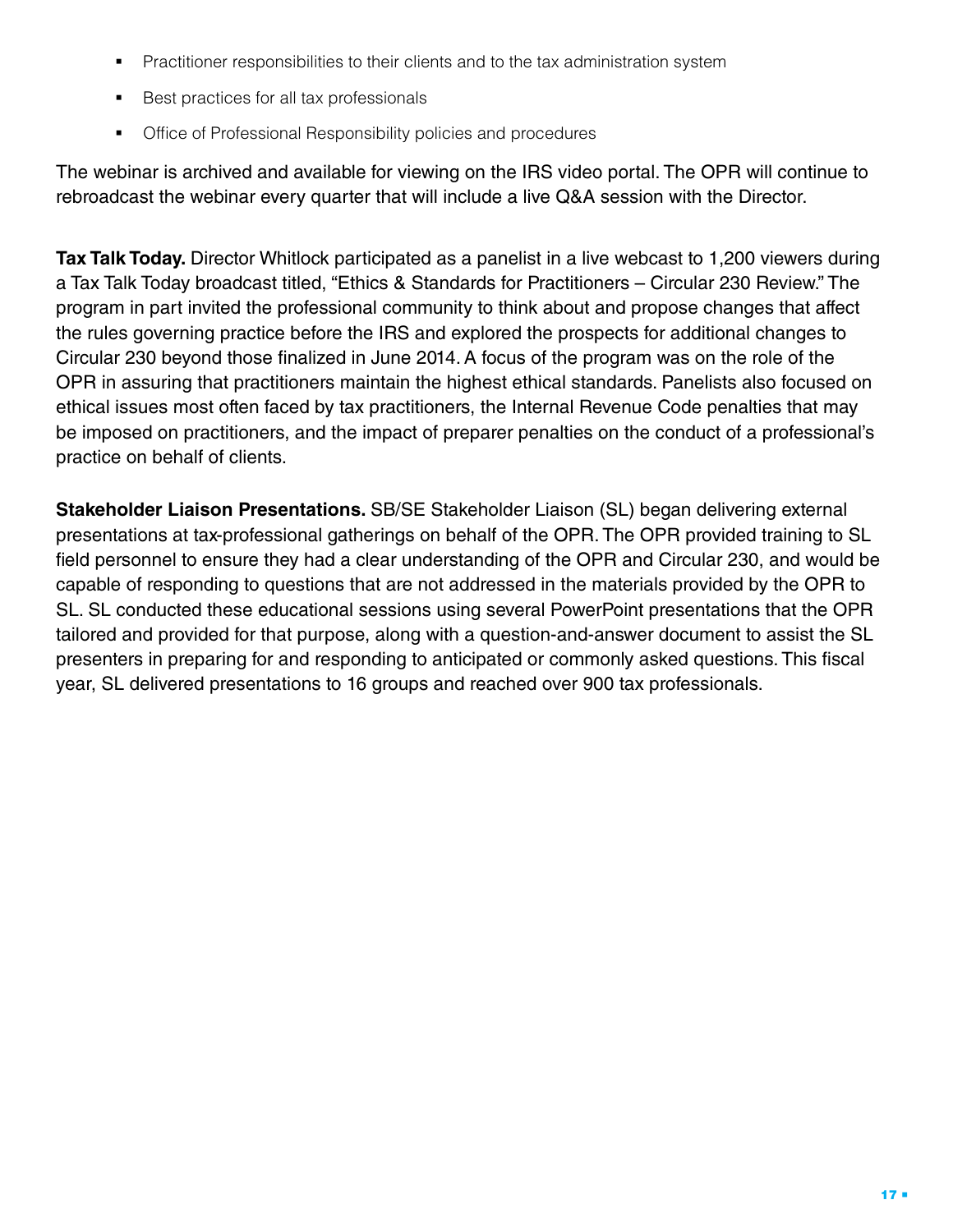- Practitioner responsibilities to their clients and to the tax administration system
- Best practices for all tax professionals
- Office of Professional Responsibility policies and procedures

The webinar is archived and available for viewing on the IRS video portal. The OPR will continue to rebroadcast the webinar every quarter that will include a live Q&A session with the Director.

**Tax Talk Today.** Director Whitlock participated as a panelist in a live webcast to 1,200 viewers during a Tax Talk Today broadcast titled, "Ethics & Standards for Practitioners – Circular 230 Review." The program in part invited the professional community to think about and propose changes that affect the rules governing practice before the IRS and explored the prospects for additional changes to Circular 230 beyond those finalized in June 2014. A focus of the program was on the role of the OPR in assuring that practitioners maintain the highest ethical standards. Panelists also focused on ethical issues most often faced by tax practitioners, the Internal Revenue Code penalties that may be imposed on practitioners, and the impact of preparer penalties on the conduct of a professional's practice on behalf of clients.

**Stakeholder Liaison Presentations.** SB/SE Stakeholder Liaison (SL) began delivering external presentations at tax-professional gatherings on behalf of the OPR. The OPR provided training to SL field personnel to ensure they had a clear understanding of the OPR and Circular 230, and would be capable of responding to questions that are not addressed in the materials provided by the OPR to SL. SL conducted these educational sessions using several PowerPoint presentations that the OPR tailored and provided for that purpose, along with a question-and-answer document to assist the SL presenters in preparing for and responding to anticipated or commonly asked questions. This fiscal year, SL delivered presentations to 16 groups and reached over 900 tax professionals.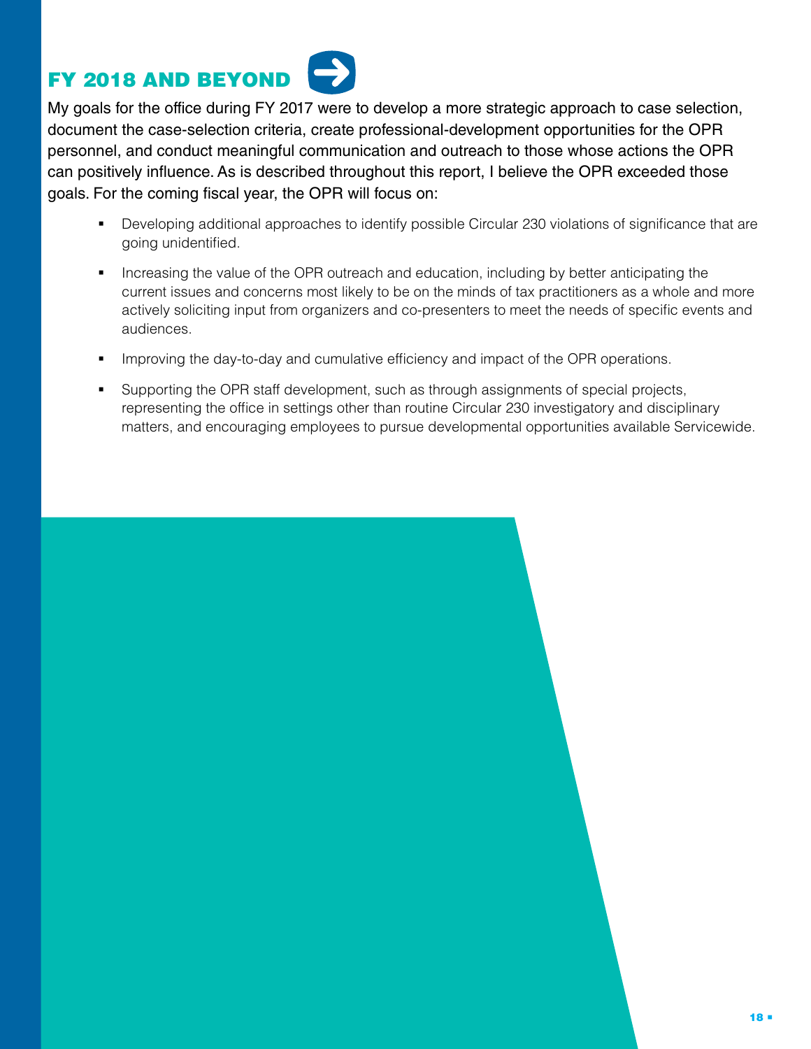## FY 2018 AND BEYOND

My goals for the office during FY 2017 were to develop a more strategic approach to case selection, document the case-selection criteria, create professional-development opportunities for the OPR personnel, and conduct meaningful communication and outreach to those whose actions the OPR can positively influence. As is described throughout this report, I believe the OPR exceeded those goals. For the coming fiscal year, the OPR will focus on:

- Developing additional approaches to identify possible Circular 230 violations of significance that are going unidentified.
- Increasing the value of the OPR outreach and education, including by better anticipating the current issues and concerns most likely to be on the minds of tax practitioners as a whole and more actively soliciting input from organizers and co-presenters to meet the needs of specific events and audiences.
- Improving the day-to-day and cumulative efficiency and impact of the OPR operations.
- Supporting the OPR staff development, such as through assignments of special projects, representing the office in settings other than routine Circular 230 investigatory and disciplinary matters, and encouraging employees to pursue developmental opportunities available Servicewide.